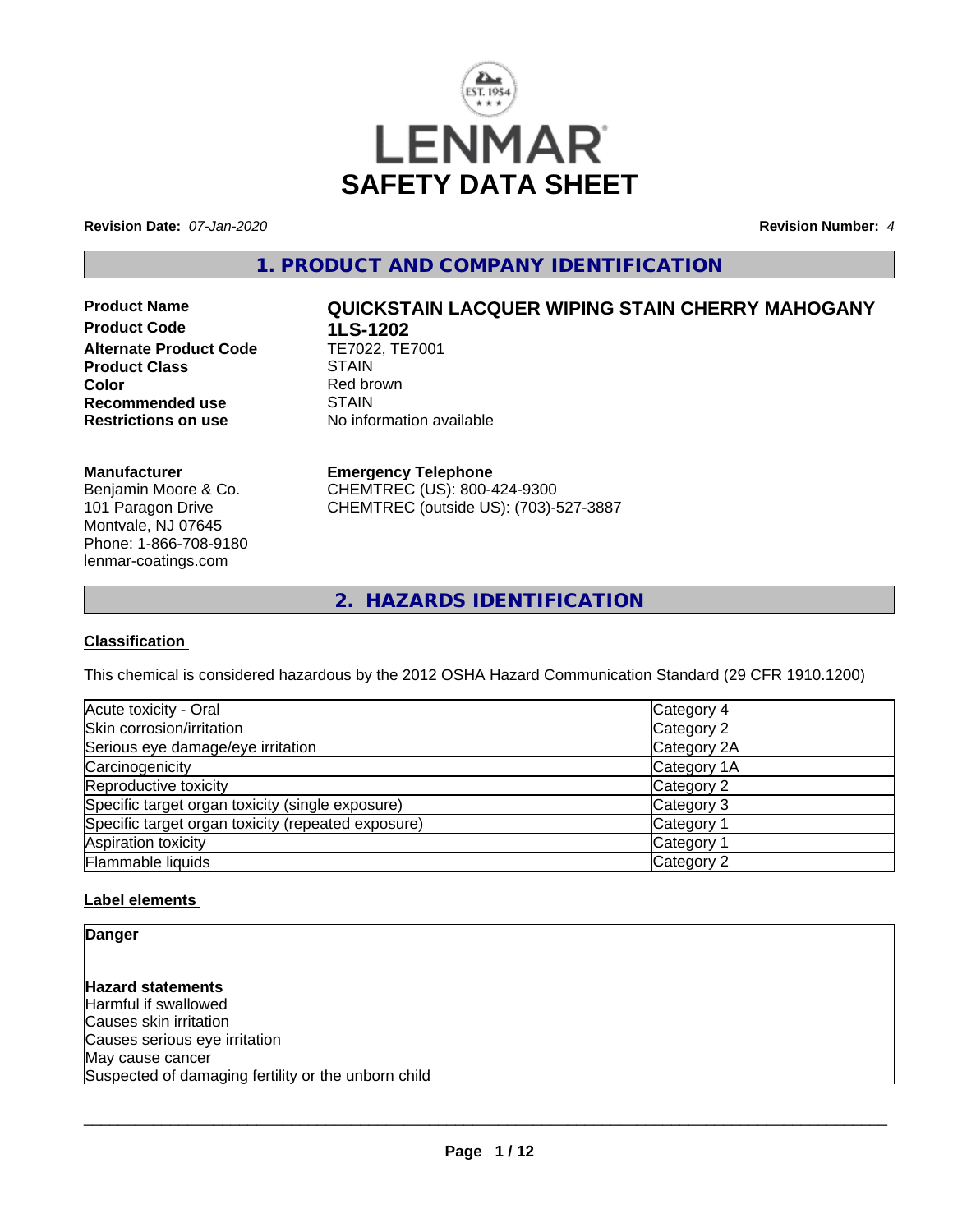# SAFETY DATA SHEET

**Revision Date:** *07-Jan-2020* **Revision Number:** *4*

## 1. PRODUCT AND COMPANY IDENTIFICATION

| | |
|---|---|
| **Product Name** | **QUICKSTAIN LACQUER WIPING STAIN CHERRY MAHOGANY** |
| **Product Code** | **1LS-1202** |
| **Alternate Product Code** | TE7022, TE7001 |
| **Product Class** | STAIN |
| **Color** | Red brown |
| **Recommended use** | STAIN |
| **Restrictions on use** | No information available |

**Manufacturer**
Benjamin Moore & Co.
101 Paragon Drive
Montvale, NJ 07645
Phone: 1-866-708-9180
lenmar-coatings.com

**Emergency Telephone**
CHEMTREC (US): 800-424-9300
CHEMTREC (outside US): (703)-527-3887

## 2. HAZARDS IDENTIFICATION

### Classification

This chemical is considered hazardous by the 2012 OSHA Hazard Communication Standard (29 CFR 1910.1200)

| Hazard | Category |
|---|---|
| Acute toxicity - Oral | Category 4 |
| Skin corrosion/irritation | Category 2 |
| Serious eye damage/eye irritation | Category 2A |
| Carcinogenicity | Category 1A |
| Reproductive toxicity | Category 2 |
| Specific target organ toxicity (single exposure) | Category 3 |
| Specific target organ toxicity (repeated exposure) | Category 1 |
| Aspiration toxicity | Category 1 |
| Flammable liquids | Category 2 |

### Label elements

**Danger**

**Hazard statements**
Harmful if swallowed
Causes skin irritation
Causes serious eye irritation
May cause cancer
Suspected of damaging fertility or the unborn child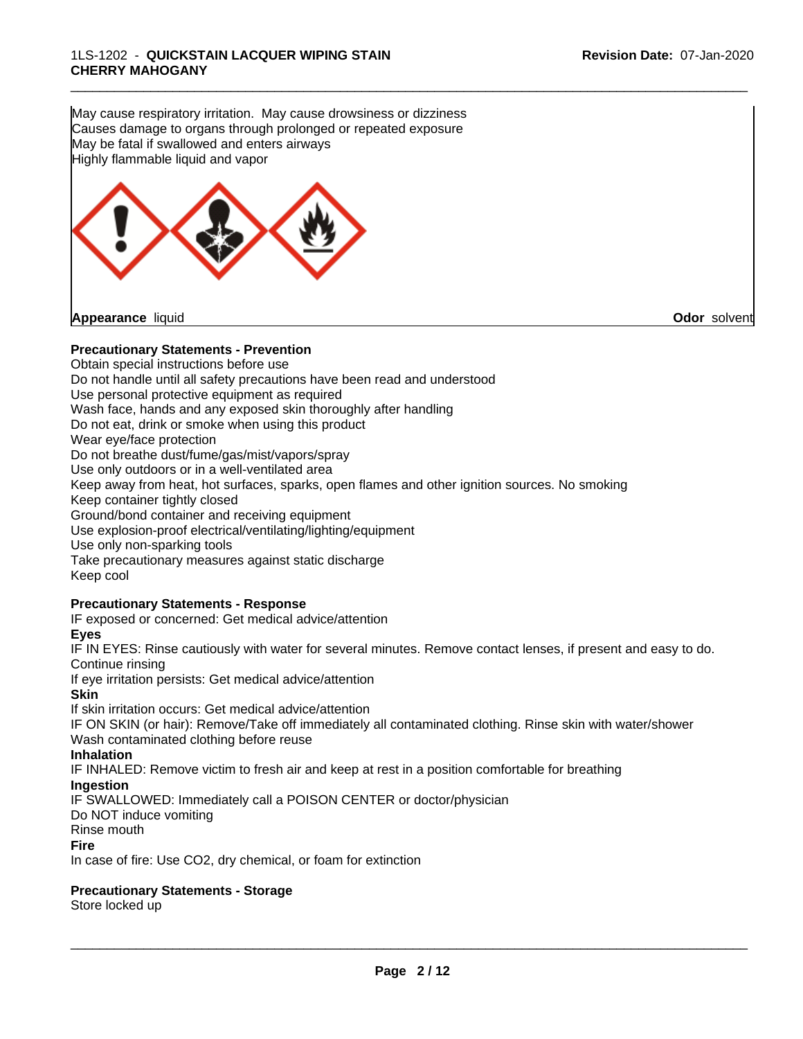May cause respiratory irritation. May cause drowsiness or dizziness
Causes damage to organs through prolonged or repeated exposure
May be fatal if swallowed and enters airways
Highly flammable liquid and vapor

**Appearance** liquid **Odor** solvent

### Precautionary Statements - Prevention

Obtain special instructions before use
Do not handle until all safety precautions have been read and understood
Use personal protective equipment as required
Wash face, hands and any exposed skin thoroughly after handling
Do not eat, drink or smoke when using this product
Wear eye/face protection
Do not breathe dust/fume/gas/mist/vapors/spray
Use only outdoors or in a well-ventilated area
Keep away from heat, hot surfaces, sparks, open flames and other ignition sources. No smoking
Keep container tightly closed
Ground/bond container and receiving equipment
Use explosion-proof electrical/ventilating/lighting/equipment
Use only non-sparking tools
Take precautionary measures against static discharge
Keep cool

### Precautionary Statements - Response

IF exposed or concerned: Get medical advice/attention

**Eyes**

IF IN EYES: Rinse cautiously with water for several minutes. Remove contact lenses, if present and easy to do. Continue rinsing
If eye irritation persists: Get medical advice/attention

**Skin**

If skin irritation occurs: Get medical advice/attention
IF ON SKIN (or hair): Remove/Take off immediately all contaminated clothing. Rinse skin with water/shower
Wash contaminated clothing before reuse

**Inhalation**

IF INHALED: Remove victim to fresh air and keep at rest in a position comfortable for breathing

**Ingestion**

IF SWALLOWED: Immediately call a POISON CENTER or doctor/physician
Do NOT induce vomiting
Rinse mouth

**Fire**

In case of fire: Use CO2, dry chemical, or foam for extinction

### Precautionary Statements - Storage

Store locked up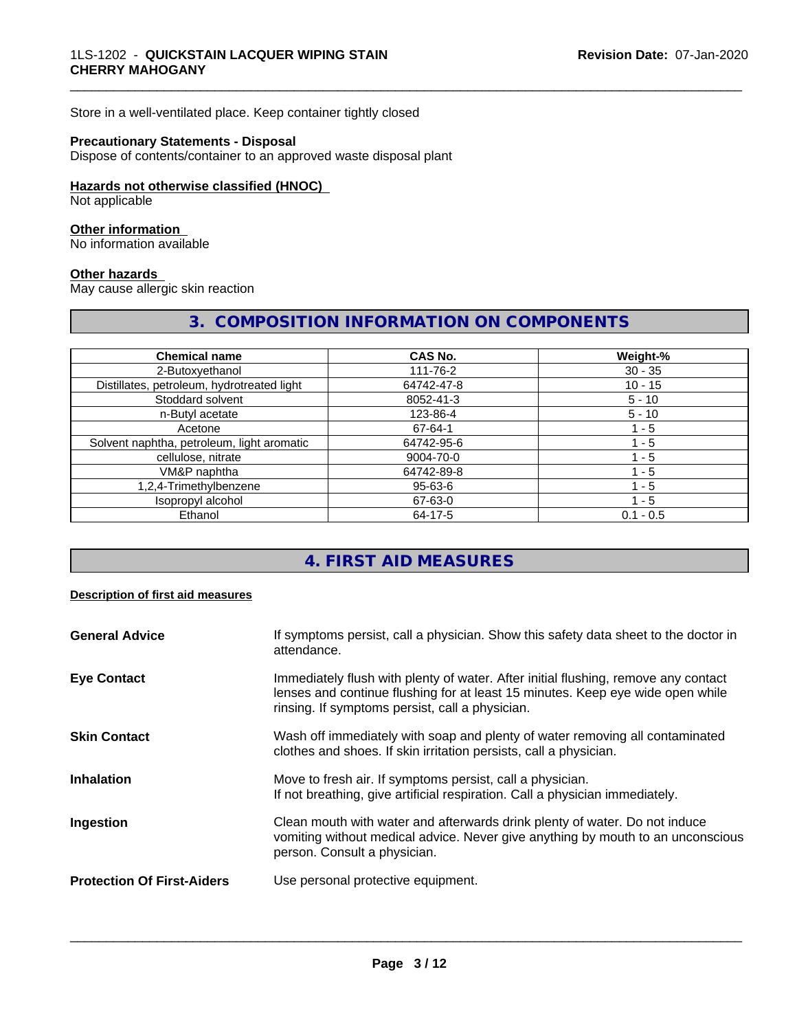Store in a well-ventilated place. Keep container tightly closed

**Precautionary Statements - Disposal**
Dispose of contents/container to an approved waste disposal plant

**Hazards not otherwise classified (HNOC)**
Not applicable

**Other information**
No information available

**Other hazards**
May cause allergic skin reaction

## 3. COMPOSITION INFORMATION ON COMPONENTS

| Chemical name | CAS No. | Weight-% |
|---|---|---|
| 2-Butoxyethanol | 111-76-2 | 30 - 35 |
| Distillates, petroleum, hydrotreated light | 64742-47-8 | 10 - 15 |
| Stoddard solvent | 8052-41-3 | 5 - 10 |
| n-Butyl acetate | 123-86-4 | 5 - 10 |
| Acetone | 67-64-1 | 1 - 5 |
| Solvent naphtha, petroleum, light aromatic | 64742-95-6 | 1 - 5 |
| cellulose, nitrate | 9004-70-0 | 1 - 5 |
| VM&P naphtha | 64742-89-8 | 1 - 5 |
| 1,2,4-Trimethylbenzene | 95-63-6 | 1 - 5 |
| Isopropyl alcohol | 67-63-0 | 1 - 5 |
| Ethanol | 64-17-5 | 0.1 - 0.5 |

## 4. FIRST AID MEASURES

**Description of first aid measures**

**General Advice**
If symptoms persist, call a physician. Show this safety data sheet to the doctor in attendance.

**Eye Contact**
Immediately flush with plenty of water. After initial flushing, remove any contact lenses and continue flushing for at least 15 minutes. Keep eye wide open while rinsing. If symptoms persist, call a physician.

**Skin Contact**
Wash off immediately with soap and plenty of water removing all contaminated clothes and shoes. If skin irritation persists, call a physician.

**Inhalation**
Move to fresh air. If symptoms persist, call a physician.
If not breathing, give artificial respiration. Call a physician immediately.

**Ingestion**
Clean mouth with water and afterwards drink plenty of water. Do not induce vomiting without medical advice. Never give anything by mouth to an unconscious person. Consult a physician.

**Protection Of First-Aiders**
Use personal protective equipment.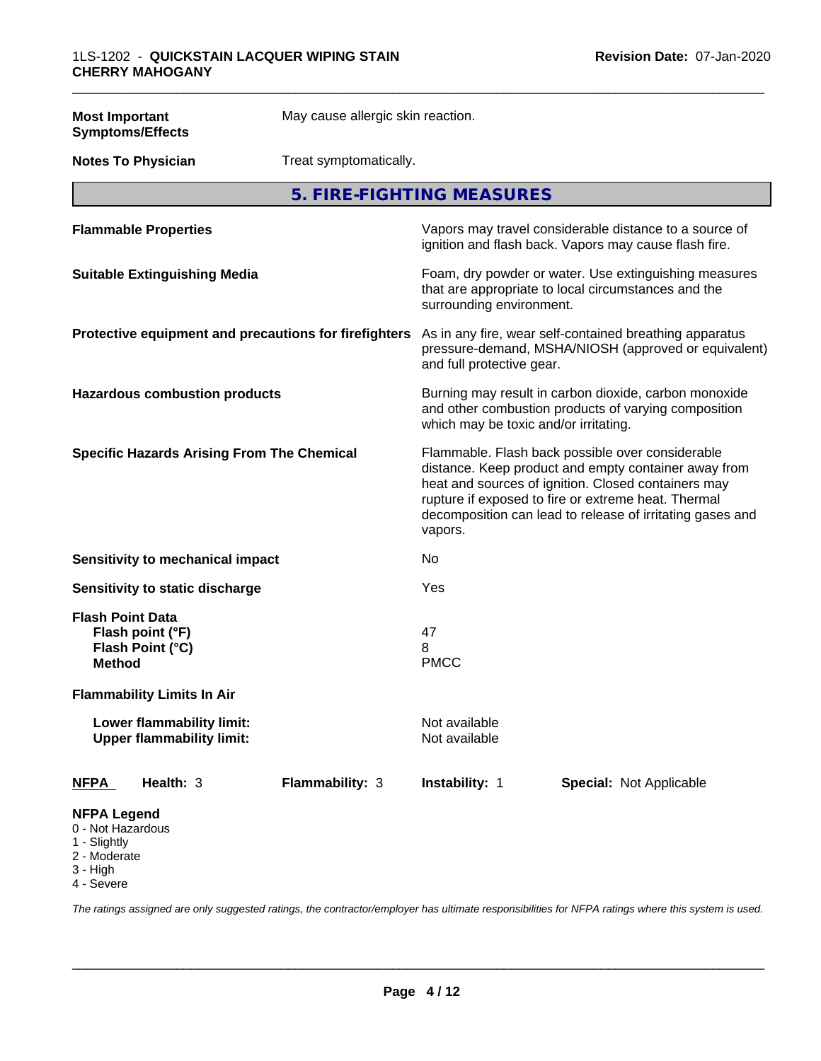**Most Important Symptoms/Effects** May cause allergic skin reaction.

**Notes To Physician** Treat symptomatically.

## 5. FIRE-FIGHTING MEASURES

**Flammable Properties** Vapors may travel considerable distance to a source of ignition and flash back. Vapors may cause flash fire.

**Suitable Extinguishing Media** Foam, dry powder or water. Use extinguishing measures that are appropriate to local circumstances and the surrounding environment.

**Protective equipment and precautions for firefighters** As in any fire, wear self-contained breathing apparatus pressure-demand, MSHA/NIOSH (approved or equivalent) and full protective gear.

**Hazardous combustion products** Burning may result in carbon dioxide, carbon monoxide and other combustion products of varying composition which may be toxic and/or irritating.

**Specific Hazards Arising From The Chemical** Flammable. Flash back possible over considerable distance. Keep product and empty container away from heat and sources of ignition. Closed containers may rupture if exposed to fire or extreme heat. Thermal decomposition can lead to release of irritating gases and vapors.

**Sensitivity to mechanical impact** No

**Sensitivity to static discharge** Yes

**Flash Point Data**
- **Flash point (°F)** 47
- **Flash Point (°C)** 8
- **Method** PMCC

**Flammability Limits In Air**

- **Lower flammability limit:** Not available
- **Upper flammability limit:** Not available

| NFPA | Health: 3 | Flammability: 3 | Instability: 1 | Special: Not Applicable |
|---|---|---|---|---|

**NFPA Legend**
- 0 - Not Hazardous
- 1 - Slightly
- 2 - Moderate
- 3 - High
- 4 - Severe

*The ratings assigned are only suggested ratings, the contractor/employer has ultimate responsibilities for NFPA ratings where this system is used.*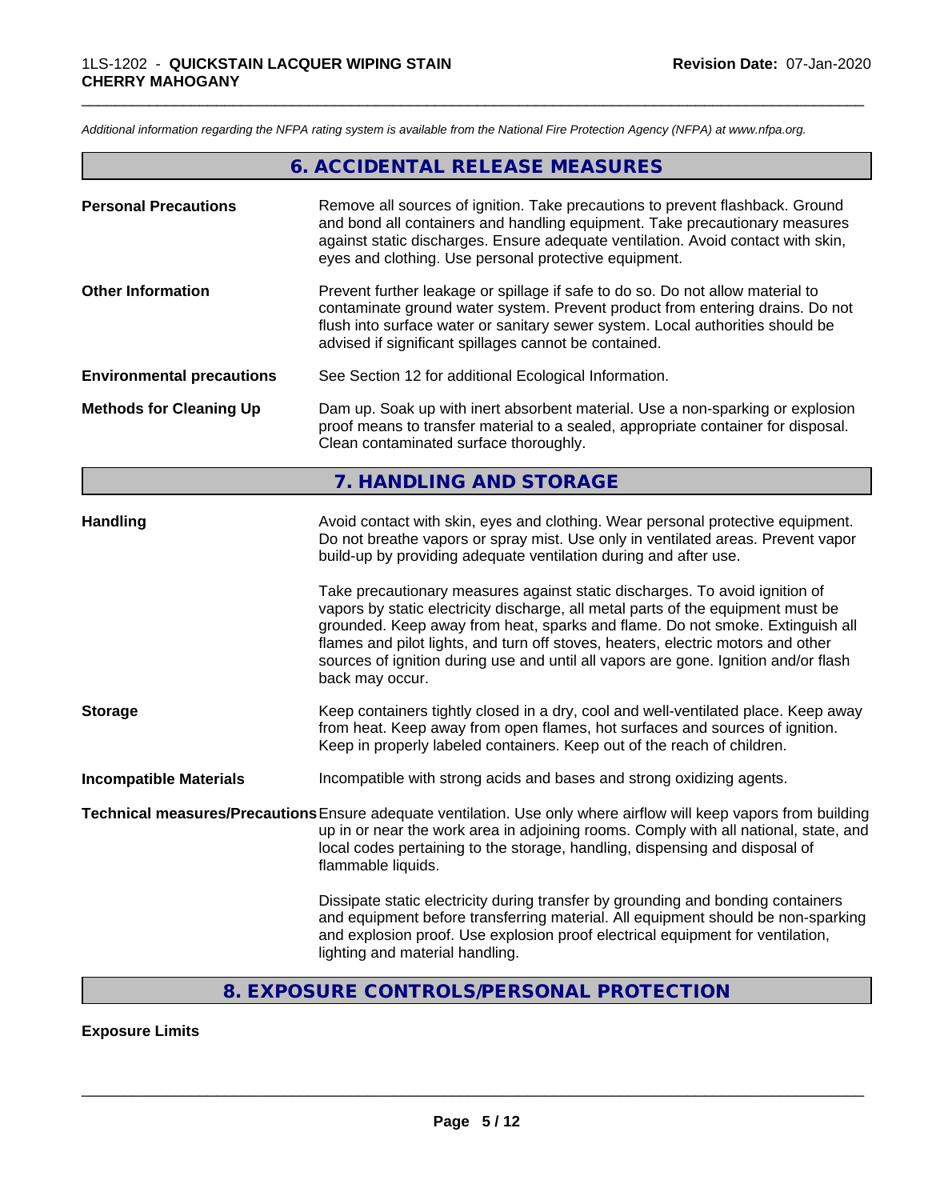*Additional information regarding the NFPA rating system is available from the National Fire Protection Agency (NFPA) at www.nfpa.org.*

## 6. ACCIDENTAL RELEASE MEASURES

**Personal Precautions**
Remove all sources of ignition. Take precautions to prevent flashback. Ground and bond all containers and handling equipment. Take precautionary measures against static discharges. Ensure adequate ventilation. Avoid contact with skin, eyes and clothing. Use personal protective equipment.

**Other Information**
Prevent further leakage or spillage if safe to do so. Do not allow material to contaminate ground water system. Prevent product from entering drains. Do not flush into surface water or sanitary sewer system. Local authorities should be advised if significant spillages cannot be contained.

**Environmental precautions**
See Section 12 for additional Ecological Information.

**Methods for Cleaning Up**
Dam up. Soak up with inert absorbent material. Use a non-sparking or explosion proof means to transfer material to a sealed, appropriate container for disposal. Clean contaminated surface thoroughly.

## 7. HANDLING AND STORAGE

**Handling**
Avoid contact with skin, eyes and clothing. Wear personal protective equipment. Do not breathe vapors or spray mist. Use only in ventilated areas. Prevent vapor build-up by providing adequate ventilation during and after use.

Take precautionary measures against static discharges. To avoid ignition of vapors by static electricity discharge, all metal parts of the equipment must be grounded. Keep away from heat, sparks and flame. Do not smoke. Extinguish all flames and pilot lights, and turn off stoves, heaters, electric motors and other sources of ignition during use and until all vapors are gone. Ignition and/or flash back may occur.

**Storage**
Keep containers tightly closed in a dry, cool and well-ventilated place. Keep away from heat. Keep away from open flames, hot surfaces and sources of ignition. Keep in properly labeled containers. Keep out of the reach of children.

**Incompatible Materials**
Incompatible with strong acids and bases and strong oxidizing agents.

**Technical measures/Precautions**
Ensure adequate ventilation. Use only where airflow will keep vapors from building up in or near the work area in adjoining rooms. Comply with all national, state, and local codes pertaining to the storage, handling, dispensing and disposal of flammable liquids.

Dissipate static electricity during transfer by grounding and bonding containers and equipment before transferring material. All equipment should be non-sparking and explosion proof. Use explosion proof electrical equipment for ventilation, lighting and material handling.

## 8. EXPOSURE CONTROLS/PERSONAL PROTECTION

**Exposure Limits**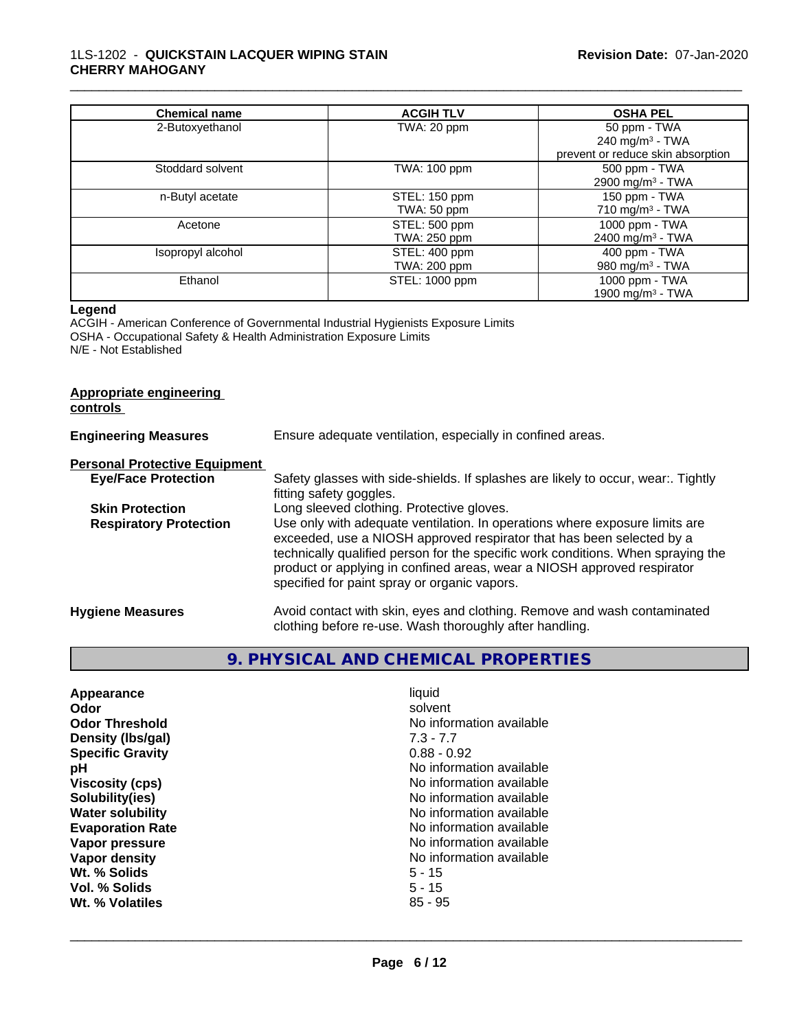| Chemical name | ACGIH TLV | OSHA PEL |
| --- | --- | --- |
| 2-Butoxyethanol | TWA: 20 ppm | 50 ppm - TWA<br>240 mg/m³ - TWA<br>prevent or reduce skin absorption |
| Stoddard solvent | TWA: 100 ppm | 500 ppm - TWA<br>2900 mg/m³ - TWA |
| n-Butyl acetate | STEL: 150 ppm<br>TWA: 50 ppm | 150 ppm - TWA<br>710 mg/m³ - TWA |
| Acetone | STEL: 500 ppm<br>TWA: 250 ppm | 1000 ppm - TWA<br>2400 mg/m³ - TWA |
| Isopropyl alcohol | STEL: 400 ppm<br>TWA: 200 ppm | 400 ppm - TWA<br>980 mg/m³ - TWA |
| Ethanol | STEL: 1000 ppm | 1000 ppm - TWA<br>1900 mg/m³ - TWA |

**Legend**

ACGIH - American Conference of Governmental Industrial Hygienists Exposure Limits
OSHA - Occupational Safety & Health Administration Exposure Limits
N/E - Not Established

**Appropriate engineering controls**

**Engineering Measures** Ensure adequate ventilation, especially in confined areas.

**Personal Protective Equipment**

**Eye/Face Protection** Safety glasses with side-shields. If splashes are likely to occur, wear:. Tightly fitting safety goggles.

**Skin Protection** Long sleeved clothing. Protective gloves.

**Respiratory Protection** Use only with adequate ventilation. In operations where exposure limits are exceeded, use a NIOSH approved respirator that has been selected by a technically qualified person for the specific work conditions. When spraying the product or applying in confined areas, wear a NIOSH approved respirator specified for paint spray or organic vapors.

**Hygiene Measures** Avoid contact with skin, eyes and clothing. Remove and wash contaminated clothing before re-use. Wash thoroughly after handling.

## 9. PHYSICAL AND CHEMICAL PROPERTIES

| | |
| --- | --- |
| **Appearance** | liquid |
| **Odor** | solvent |
| **Odor Threshold** | No information available |
| **Density (lbs/gal)** | 7.3 - 7.7 |
| **Specific Gravity** | 0.88 - 0.92 |
| **pH** | No information available |
| **Viscosity (cps)** | No information available |
| **Solubility(ies)** | No information available |
| **Water solubility** | No information available |
| **Evaporation Rate** | No information available |
| **Vapor pressure** | No information available |
| **Vapor density** | No information available |
| **Wt. % Solids** | 5 - 15 |
| **Vol. % Solids** | 5 - 15 |
| **Wt. % Volatiles** | 85 - 95 |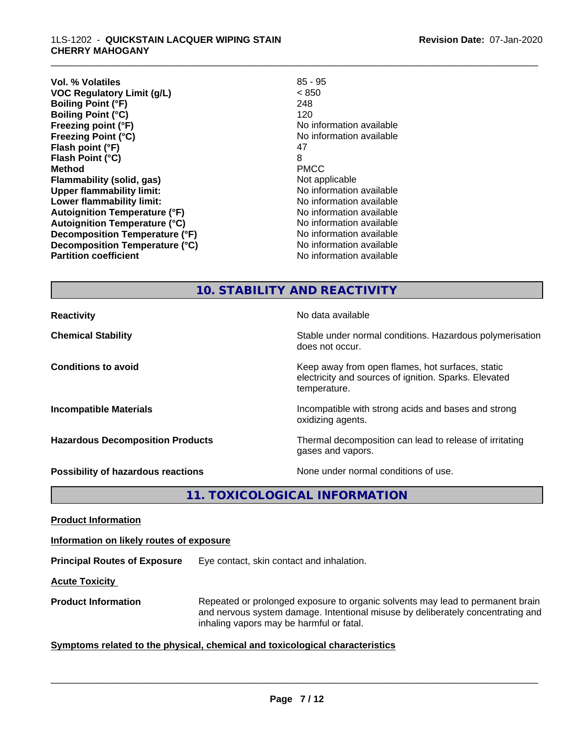| | |
|---|---|
| **Vol. % Volatiles** | 85 - 95 |
| **VOC Regulatory Limit (g/L)** | < 850 |
| **Boiling Point (°F)** | 248 |
| **Boiling Point (°C)** | 120 |
| **Freezing point (°F)** | No information available |
| **Freezing Point (°C)** | No information available |
| **Flash point (°F)** | 47 |
| **Flash Point (°C)** | 8 |
| **Method** | PMCC |
| **Flammability (solid, gas)** | Not applicable |
| **Upper flammability limit:** | No information available |
| **Lower flammability limit:** | No information available |
| **Autoignition Temperature (°F)** | No information available |
| **Autoignition Temperature (°C)** | No information available |
| **Decomposition Temperature (°F)** | No information available |
| **Decomposition Temperature (°C)** | No information available |
| **Partition coefficient** | No information available |

## 10. STABILITY AND REACTIVITY

| | |
|---|---|
| **Reactivity** | No data available |
| **Chemical Stability** | Stable under normal conditions. Hazardous polymerisation does not occur. |
| **Conditions to avoid** | Keep away from open flames, hot surfaces, static electricity and sources of ignition. Sparks. Elevated temperature. |
| **Incompatible Materials** | Incompatible with strong acids and bases and strong oxidizing agents. |
| **Hazardous Decomposition Products** | Thermal decomposition can lead to release of irritating gases and vapors. |
| **Possibility of hazardous reactions** | None under normal conditions of use. |

## 11. TOXICOLOGICAL INFORMATION

**Product Information**

**Information on likely routes of exposure**

**Principal Routes of Exposure** Eye contact, skin contact and inhalation.

**Acute Toxicity**

**Product Information** Repeated or prolonged exposure to organic solvents may lead to permanent brain and nervous system damage. Intentional misuse by deliberately concentrating and inhaling vapors may be harmful or fatal.

**Symptoms related to the physical, chemical and toxicological characteristics**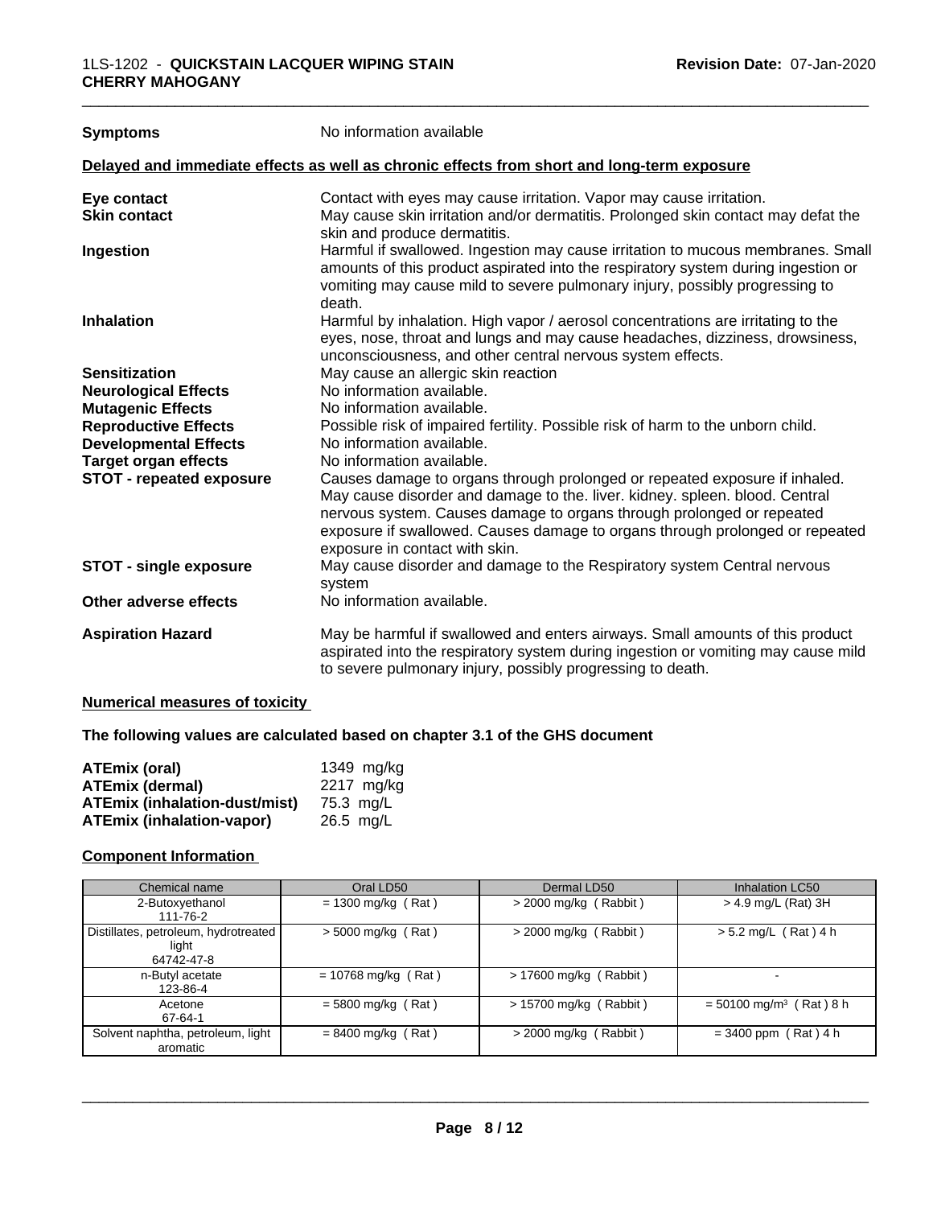**Symptoms** No information available

**Delayed and immediate effects as well as chronic effects from short and long-term exposure**

**Eye contact** Contact with eyes may cause irritation. Vapor may cause irritation.

**Skin contact** May cause skin irritation and/or dermatitis. Prolonged skin contact may defat the skin and produce dermatitis.

**Ingestion** Harmful if swallowed. Ingestion may cause irritation to mucous membranes. Small amounts of this product aspirated into the respiratory system during ingestion or vomiting may cause mild to severe pulmonary injury, possibly progressing to death.

**Inhalation** Harmful by inhalation. High vapor / aerosol concentrations are irritating to the eyes, nose, throat and lungs and may cause headaches, dizziness, drowsiness, unconsciousness, and other central nervous system effects.

**Sensitization** May cause an allergic skin reaction

**Neurological Effects** No information available.

**Mutagenic Effects** No information available.

**Reproductive Effects** Possible risk of impaired fertility. Possible risk of harm to the unborn child.

**Developmental Effects** No information available.

**Target organ effects** No information available.

**STOT - repeated exposure** Causes damage to organs through prolonged or repeated exposure if inhaled. May cause disorder and damage to the. liver. kidney. spleen. blood. Central nervous system. Causes damage to organs through prolonged or repeated exposure if swallowed. Causes damage to organs through prolonged or repeated exposure in contact with skin.

**STOT - single exposure** May cause disorder and damage to the Respiratory system Central nervous system

**Other adverse effects** No information available.

**Aspiration Hazard** May be harmful if swallowed and enters airways. Small amounts of this product aspirated into the respiratory system during ingestion or vomiting may cause mild to severe pulmonary injury, possibly progressing to death.

**Numerical measures of toxicity**

**The following values are calculated based on chapter 3.1 of the GHS document**

| | |
|---|---|
| **ATEmix (oral)** | 1349 mg/kg |
| **ATEmix (dermal)** | 2217 mg/kg |
| **ATEmix (inhalation-dust/mist)** | 75.3 mg/L |
| **ATEmix (inhalation-vapor)** | 26.5 mg/L |

**Component Information**

| Chemical name | Oral LD50 | Dermal LD50 | Inhalation LC50 |
|---|---|---|---|
| 2-Butoxyethanol 111-76-2 | = 1300 mg/kg ( Rat ) | > 2000 mg/kg ( Rabbit ) | > 4.9 mg/L (Rat) 3H |
| Distillates, petroleum, hydrotreated light 64742-47-8 | > 5000 mg/kg ( Rat ) | > 2000 mg/kg ( Rabbit ) | > 5.2 mg/L ( Rat ) 4 h |
| n-Butyl acetate 123-86-4 | = 10768 mg/kg ( Rat ) | > 17600 mg/kg ( Rabbit ) | - |
| Acetone 67-64-1 | = 5800 mg/kg ( Rat ) | > 15700 mg/kg ( Rabbit ) | = 50100 mg/m$^3$ ( Rat ) 8 h |
| Solvent naphtha, petroleum, light aromatic | = 8400 mg/kg ( Rat ) | > 2000 mg/kg ( Rabbit ) | = 3400 ppm ( Rat ) 4 h |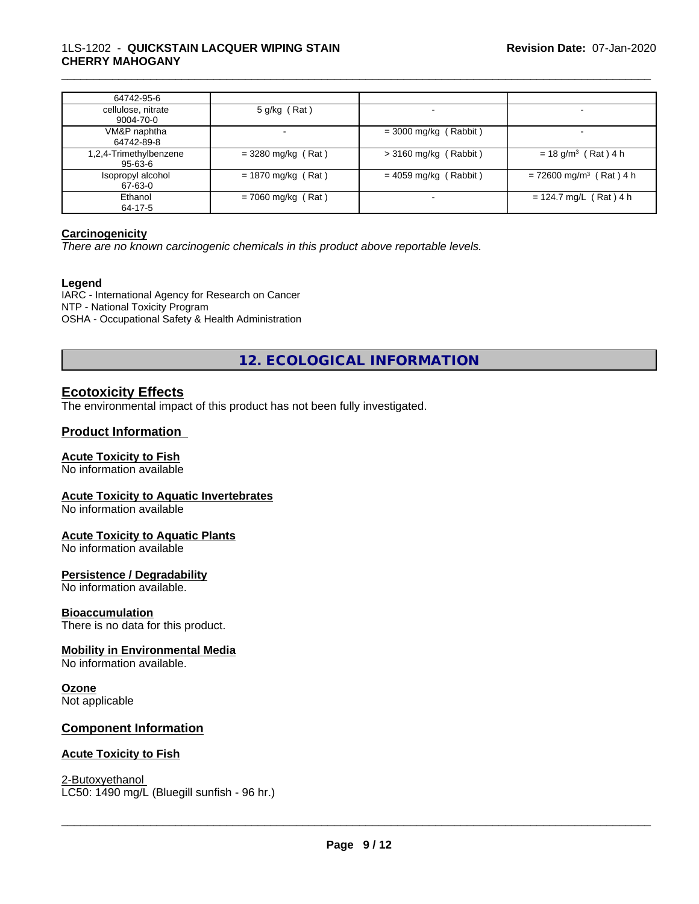| | | | |
|---|---|---|---|
| 64742-95-6 | | | |
| cellulose, nitrate<br>9004-70-0 | 5 g/kg ( Rat ) | - | - |
| VM&P naphtha<br>64742-89-8 | - | = 3000 mg/kg ( Rabbit ) | - |
| 1,2,4-Trimethylbenzene<br>95-63-6 | = 3280 mg/kg ( Rat ) | > 3160 mg/kg ( Rabbit ) | = 18 g/m$^3$ ( Rat ) 4 h |
| Isopropyl alcohol<br>67-63-0 | = 1870 mg/kg ( Rat ) | = 4059 mg/kg ( Rabbit ) | = 72600 mg/m$^3$ ( Rat ) 4 h |
| Ethanol<br>64-17-5 | = 7060 mg/kg ( Rat ) | - | = 124.7 mg/L ( Rat ) 4 h |

**Carcinogenicity**

*There are no known carcinogenic chemicals in this product above reportable levels.*

**Legend**

IARC - International Agency for Research on Cancer
NTP - National Toxicity Program
OSHA - Occupational Safety & Health Administration

## 12. ECOLOGICAL INFORMATION

### Ecotoxicity Effects

The environmental impact of this product has not been fully investigated.

### Product Information

**Acute Toxicity to Fish**

No information available

**Acute Toxicity to Aquatic Invertebrates**

No information available

**Acute Toxicity to Aquatic Plants**

No information available

**Persistence / Degradability**

No information available.

**Bioaccumulation**

There is no data for this product.

**Mobility in Environmental Media**

No information available.

**Ozone**

Not applicable

### Component Information

**Acute Toxicity to Fish**

2-Butoxyethanol
LC50: 1490 mg/L (Bluegill sunfish - 96 hr.)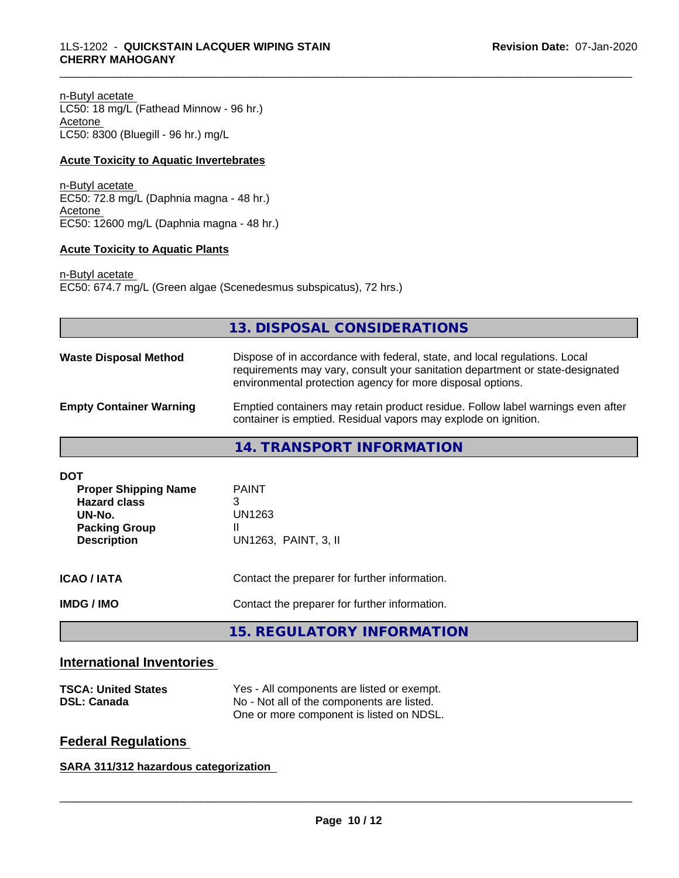n-Butyl acetate
LC50: 18 mg/L (Fathead Minnow - 96 hr.)
Acetone
LC50: 8300 (Bluegill - 96 hr.) mg/L

**Acute Toxicity to Aquatic Invertebrates**

n-Butyl acetate
EC50: 72.8 mg/L (Daphnia magna - 48 hr.)
Acetone
EC50: 12600 mg/L (Daphnia magna - 48 hr.)

**Acute Toxicity to Aquatic Plants**

n-Butyl acetate
EC50: 674.7 mg/L (Green algae (Scenedesmus subspicatus), 72 hrs.)

## 13. DISPOSAL CONSIDERATIONS

| | |
|---|---|
| **Waste Disposal Method** | Dispose of in accordance with federal, state, and local regulations. Local requirements may vary, consult your sanitation department or state-designated environmental protection agency for more disposal options. |
| **Empty Container Warning** | Emptied containers may retain product residue. Follow label warnings even after container is emptied. Residual vapors may explode on ignition. |

## 14. TRANSPORT INFORMATION

**DOT**

| | |
|---|---|
| **Proper Shipping Name** | PAINT |
| **Hazard class** | 3 |
| **UN-No.** | UN1263 |
| **Packing Group** | II |
| **Description** | UN1263, PAINT, 3, II |

| | |
|---|---|
| **ICAO / IATA** | Contact the preparer for further information. |
| **IMDG / IMO** | Contact the preparer for further information. |

## 15. REGULATORY INFORMATION

### International Inventories

| | |
|---|---|
| **TSCA: United States** | Yes - All components are listed or exempt. |
| **DSL: Canada** | No - Not all of the components are listed. One or more component is listed on NDSL. |

### Federal Regulations

**SARA 311/312 hazardous categorization**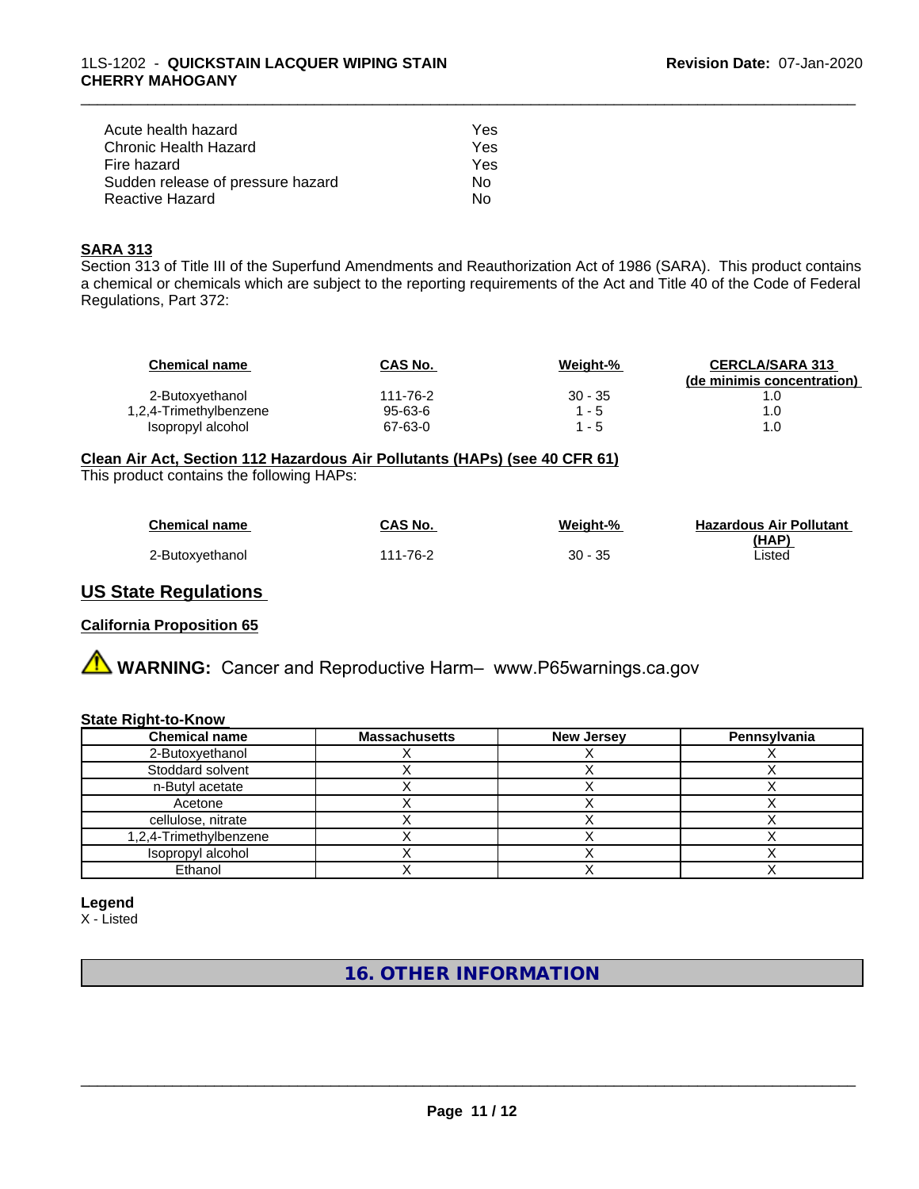| | |
|---|---|
| Acute health hazard | Yes |
| Chronic Health Hazard | Yes |
| Fire hazard | Yes |
| Sudden release of pressure hazard | No |
| Reactive Hazard | No |

**SARA 313**

Section 313 of Title III of the Superfund Amendments and Reauthorization Act of 1986 (SARA). This product contains a chemical or chemicals which are subject to the reporting requirements of the Act and Title 40 of the Code of Federal Regulations, Part 372:

| Chemical name | CAS No. | Weight-% | CERCLA/SARA 313 (de minimis concentration) |
|---|---|---|---|
| 2-Butoxyethanol | 111-76-2 | 30 - 35 | 1.0 |
| 1,2,4-Trimethylbenzene | 95-63-6 | 1 - 5 | 1.0 |
| Isopropyl alcohol | 67-63-0 | 1 - 5 | 1.0 |

**Clean Air Act, Section 112 Hazardous Air Pollutants (HAPs) (see 40 CFR 61)**

This product contains the following HAPs:

| Chemical name | CAS No. | Weight-% | Hazardous Air Pollutant (HAP) |
|---|---|---|---|
| 2-Butoxyethanol | 111-76-2 | 30 - 35 | Listed |

## US State Regulations

**California Proposition 65**

⚠ **WARNING:** Cancer and Reproductive Harm– www.P65warnings.ca.gov

**State Right-to-Know**

| Chemical name | Massachusetts | New Jersey | Pennsylvania |
|---|---|---|---|
| 2-Butoxyethanol | X | X | X |
| Stoddard solvent | X | X | X |
| n-Butyl acetate | X | X | X |
| Acetone | X | X | X |
| cellulose, nitrate | X | X | X |
| 1,2,4-Trimethylbenzene | X | X | X |
| Isopropyl alcohol | X | X | X |
| Ethanol | X | X | X |

**Legend**

X - Listed

## 16. OTHER INFORMATION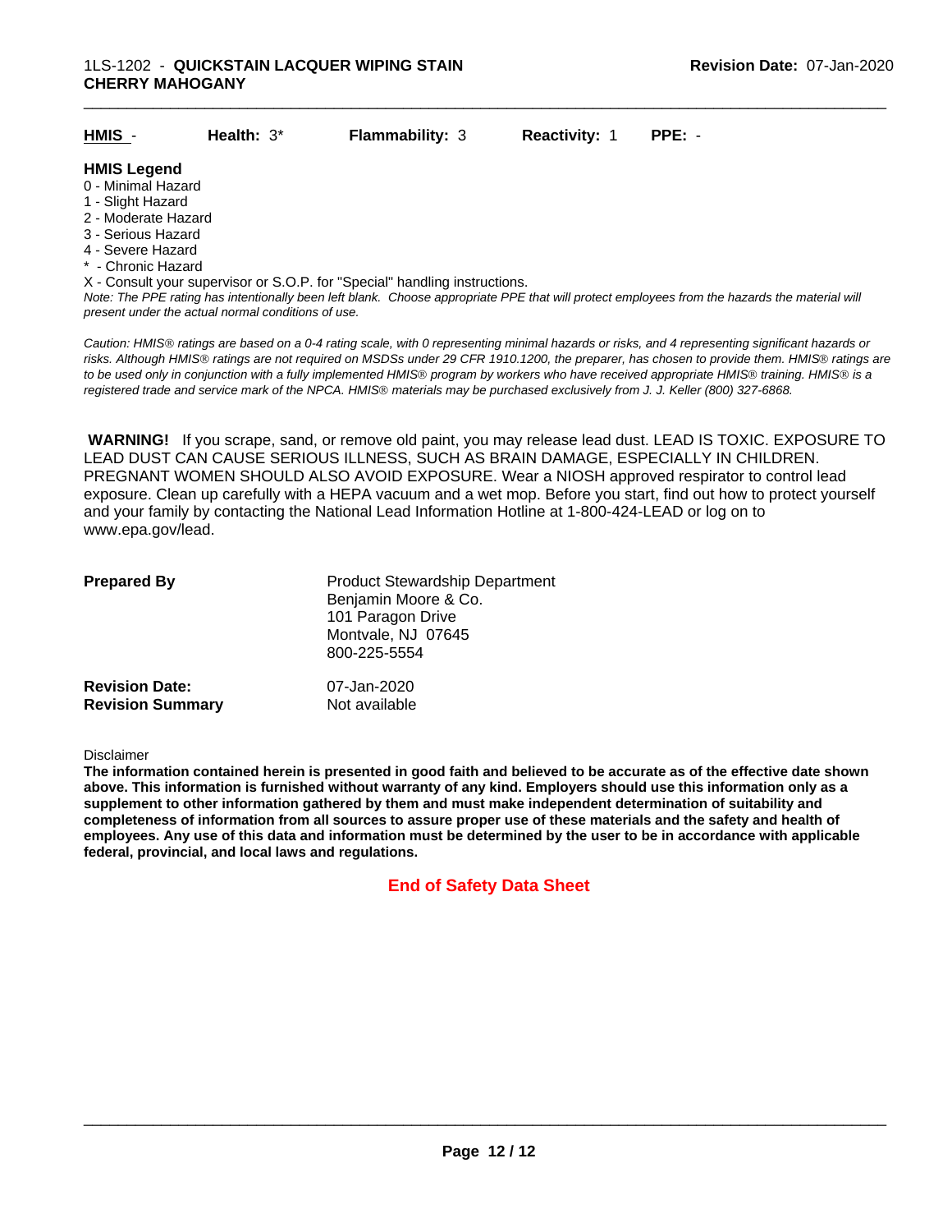| **HMIS** - | **Health:** 3* | **Flammability:** 3 | **Reactivity:** 1 | **PPE:** - |
|---|---|---|---|---|

**HMIS Legend**

0 - Minimal Hazard
1 - Slight Hazard
2 - Moderate Hazard
3 - Serious Hazard
4 - Severe Hazard
* - Chronic Hazard
X - Consult your supervisor or S.O.P. for "Special" handling instructions.

*Note: The PPE rating has intentionally been left blank. Choose appropriate PPE that will protect employees from the hazards the material will present under the actual normal conditions of use.*

*Caution: HMIS® ratings are based on a 0-4 rating scale, with 0 representing minimal hazards or risks, and 4 representing significant hazards or risks. Although HMIS® ratings are not required on MSDSs under 29 CFR 1910.1200, the preparer, has chosen to provide them. HMIS® ratings are to be used only in conjunction with a fully implemented HMIS® program by workers who have received appropriate HMIS® training. HMIS® is a registered trade and service mark of the NPCA. HMIS® materials may be purchased exclusively from J. J. Keller (800) 327-6868.*

**WARNING!** If you scrape, sand, or remove old paint, you may release lead dust. LEAD IS TOXIC. EXPOSURE TO LEAD DUST CAN CAUSE SERIOUS ILLNESS, SUCH AS BRAIN DAMAGE, ESPECIALLY IN CHILDREN. PREGNANT WOMEN SHOULD ALSO AVOID EXPOSURE. Wear a NIOSH approved respirator to control lead exposure. Clean up carefully with a HEPA vacuum and a wet mop. Before you start, find out how to protect yourself and your family by contacting the National Lead Information Hotline at 1-800-424-LEAD or log on to www.epa.gov/lead.

| | |
|---|---|
| **Prepared By** | Product Stewardship Department<br>Benjamin Moore & Co.<br>101 Paragon Drive<br>Montvale, NJ 07645<br>800-225-5554 |
| **Revision Date:** | 07-Jan-2020 |
| **Revision Summary** | Not available |

Disclaimer

**The information contained herein is presented in good faith and believed to be accurate as of the effective date shown above. This information is furnished without warranty of any kind. Employers should use this information only as a supplement to other information gathered by them and must make independent determination of suitability and completeness of information from all sources to assure proper use of these materials and the safety and health of employees. Any use of this data and information must be determined by the user to be in accordance with applicable federal, provincial, and local laws and regulations.**

**End of Safety Data Sheet**